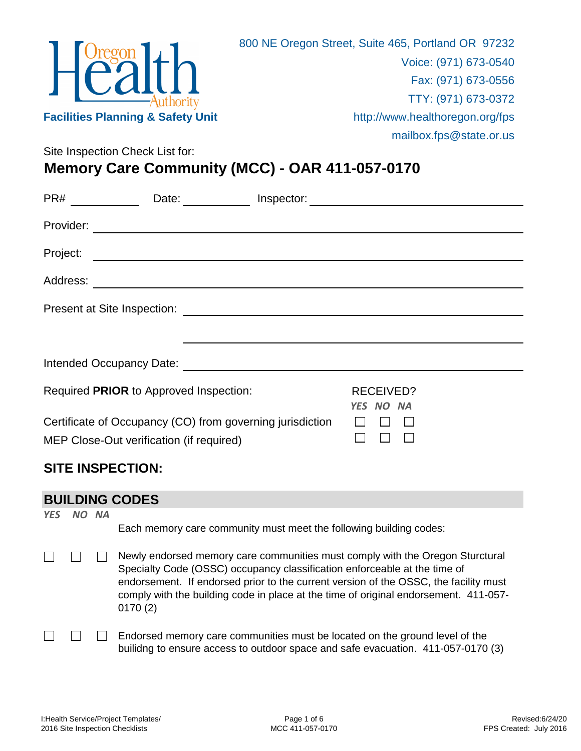Oregon Health Authority

**Facilities Planning & Safety Unit**

800 NE Oregon Street, Suite 465, Portland OR 97232
Voice: (971) 673-0540
Fax: (971) 673-0556
TTY: (971) 673-0372
http://www.healthoregon.org/fps
mailbox.fps@state.or.us

Site Inspection Check List for:

# Memory Care Community (MCC) - OAR 411-057-0170

PR# ____________ Date: ____________ Inspector: ______________________________

Provider: ______________________________________________

Project: ______________________________________________

Address: ______________________________________________

Present at Site Inspection: ______________________________________________

______________________________________________

Intended Occupancy Date: ______________________________________________

| Required **PRIOR** to Approved Inspection: | RECEIVED? *YES* | *NO* | *NA* |
|---|---|---|---|
| Certificate of Occupancy (CO) from governing jurisdiction | ☐ | ☐ | ☐ |
| MEP Close-Out verification (if required) | ☐ | ☐ | ☐ |

## SITE INSPECTION:

## BUILDING CODES

| *YES* | *NO* | *NA* | |
|---|---|---|---|
| | | | Each memory care community must meet the following building codes: |
| ☐ | ☐ | ☐ | Newly endorsed memory care communities must comply with the Oregon Sturctural Specialty Code (OSSC) occupancy classification enforceable at the time of endorsement. If endorsed prior to the current version of the OSSC, the facility must comply with the building code in place at the time of original endorsement. 411-057-0170 (2) |
| ☐ | ☐ | ☐ | Endorsed memory care communities must be located on the ground level of the builidng to ensure access to outdoor space and safe evacuation. 411-057-0170 (3) |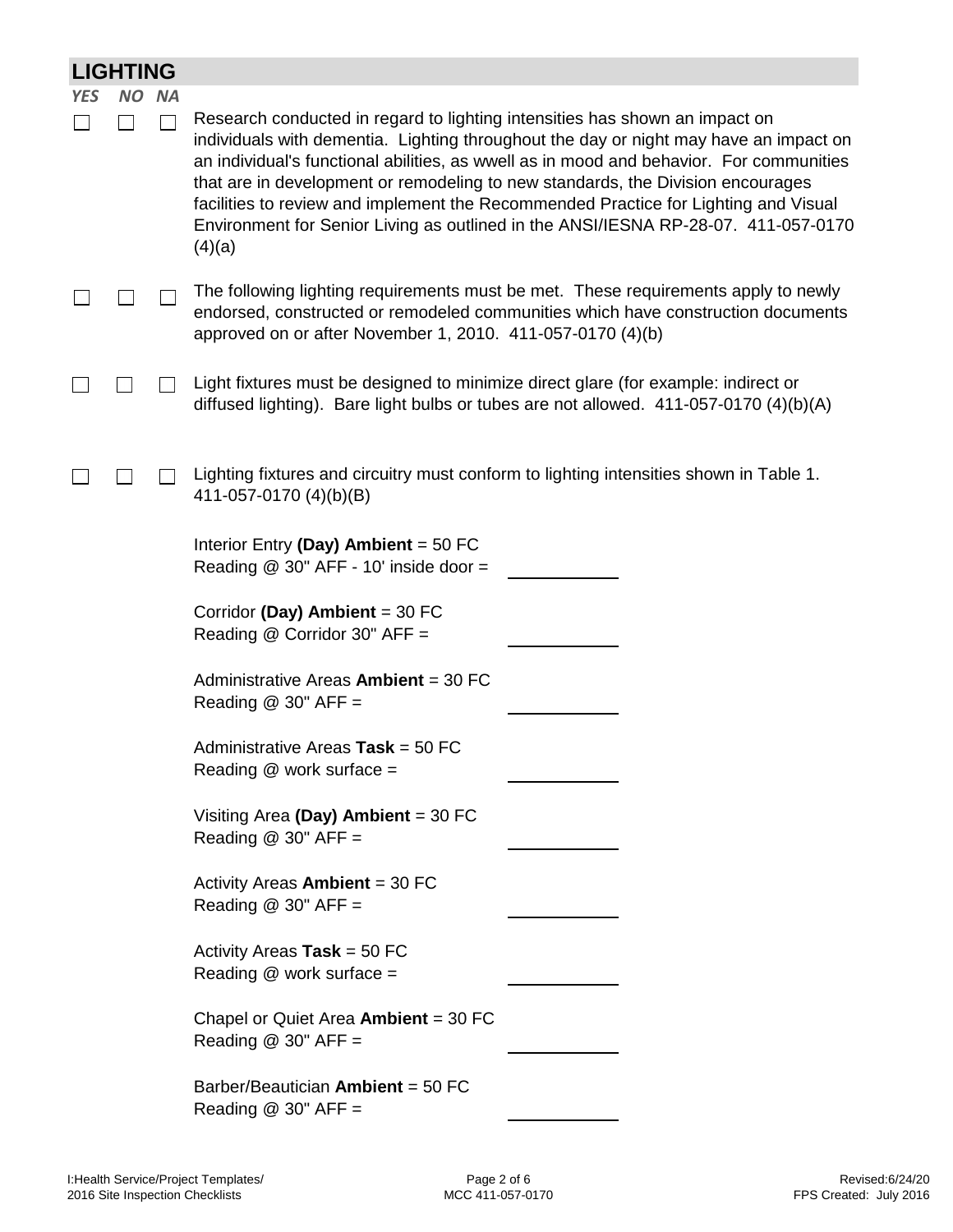## LIGHTING

| YES | NO | NA | |
|---|---|---|---|
| ☐ | ☐ | ☐ | Research conducted in regard to lighting intensities has shown an impact on individuals with dementia. Lighting throughout the day or night may have an impact on an individual's functional abilities, as wwell as in mood and behavior. For communities that are in development or remodeling to new standards, the Division encourages facilities to review and implement the Recommended Practice for Lighting and Visual Environment for Senior Living as outlined in the ANSI/IESNA RP-28-07. 411-057-0170 (4)(a) |
| ☐ | ☐ | ☐ | The following lighting requirements must be met. These requirements apply to newly endorsed, constructed or remodeled communities which have construction documents approved on or after November 1, 2010. 411-057-0170 (4)(b) |
| ☐ | ☐ | ☐ | Light fixtures must be designed to minimize direct glare (for example: indirect or diffused lighting). Bare light bulbs or tubes are not allowed. 411-057-0170 (4)(b)(A) |
| ☐ | ☐ | ☐ | Lighting fixtures and circuitry must conform to lighting intensities shown in Table 1. 411-057-0170 (4)(b)(B) |

Interior Entry **(Day) Ambient** = 50 FC
Reading @ 30" AFF - 10' inside door = ____________

Corridor **(Day) Ambient** = 30 FC
Reading @ Corridor 30" AFF = ____________

Administrative Areas **Ambient** = 30 FC
Reading @ 30" AFF = ____________

Administrative Areas **Task** = 50 FC
Reading @ work surface = ____________

Visiting Area **(Day) Ambient** = 30 FC
Reading @ 30" AFF = ____________

Activity Areas **Ambient** = 30 FC
Reading @ 30" AFF = ____________

Activity Areas **Task** = 50 FC
Reading @ work surface = ____________

Chapel or Quiet Area **Ambient** = 30 FC
Reading @ 30" AFF = ____________

Barber/Beautician **Ambient** = 50 FC
Reading @ 30" AFF = ____________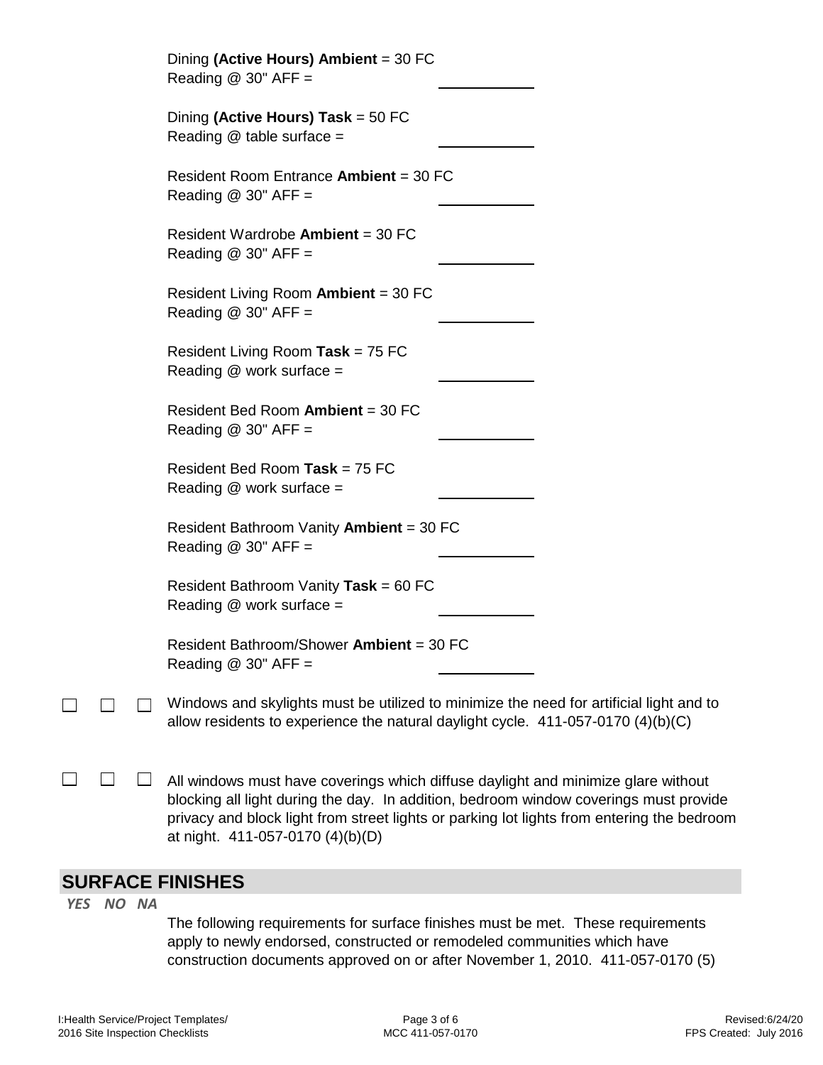Dining **(Active Hours) Ambient** = 30 FC
Reading @ 30" AFF = \_\_\_\_\_\_\_\_\_\_

Dining **(Active Hours) Task** = 50 FC
Reading @ table surface = \_\_\_\_\_\_\_\_\_\_

Resident Room Entrance **Ambient** = 30 FC
Reading @ 30" AFF = \_\_\_\_\_\_\_\_\_\_

Resident Wardrobe **Ambient** = 30 FC
Reading @ 30" AFF = \_\_\_\_\_\_\_\_\_\_

Resident Living Room **Ambient** = 30 FC
Reading @ 30" AFF = \_\_\_\_\_\_\_\_\_\_

Resident Living Room **Task** = 75 FC
Reading @ work surface = \_\_\_\_\_\_\_\_\_\_

Resident Bed Room **Ambient** = 30 FC
Reading @ 30" AFF = \_\_\_\_\_\_\_\_\_\_

Resident Bed Room **Task** = 75 FC
Reading @ work surface = \_\_\_\_\_\_\_\_\_\_

Resident Bathroom Vanity **Ambient** = 30 FC
Reading @ 30" AFF = \_\_\_\_\_\_\_\_\_\_

Resident Bathroom Vanity **Task** = 60 FC
Reading @ work surface = \_\_\_\_\_\_\_\_\_\_

Resident Bathroom/Shower **Ambient** = 30 FC
Reading @ 30" AFF = \_\_\_\_\_\_\_\_\_\_

☐ ☐ ☐ Windows and skylights must be utilized to minimize the need for artificial light and to allow residents to experience the natural daylight cycle. 411-057-0170 (4)(b)(C)

☐ ☐ ☐ All windows must have coverings which diffuse daylight and minimize glare without blocking all light during the day. In addition, bedroom window coverings must provide privacy and block light from street lights or parking lot lights from entering the bedroom at night. 411-057-0170 (4)(b)(D)

## SURFACE FINISHES

*YES NO NA*

The following requirements for surface finishes must be met. These requirements apply to newly endorsed, constructed or remodeled communities which have construction documents approved on or after November 1, 2010. 411-057-0170 (5)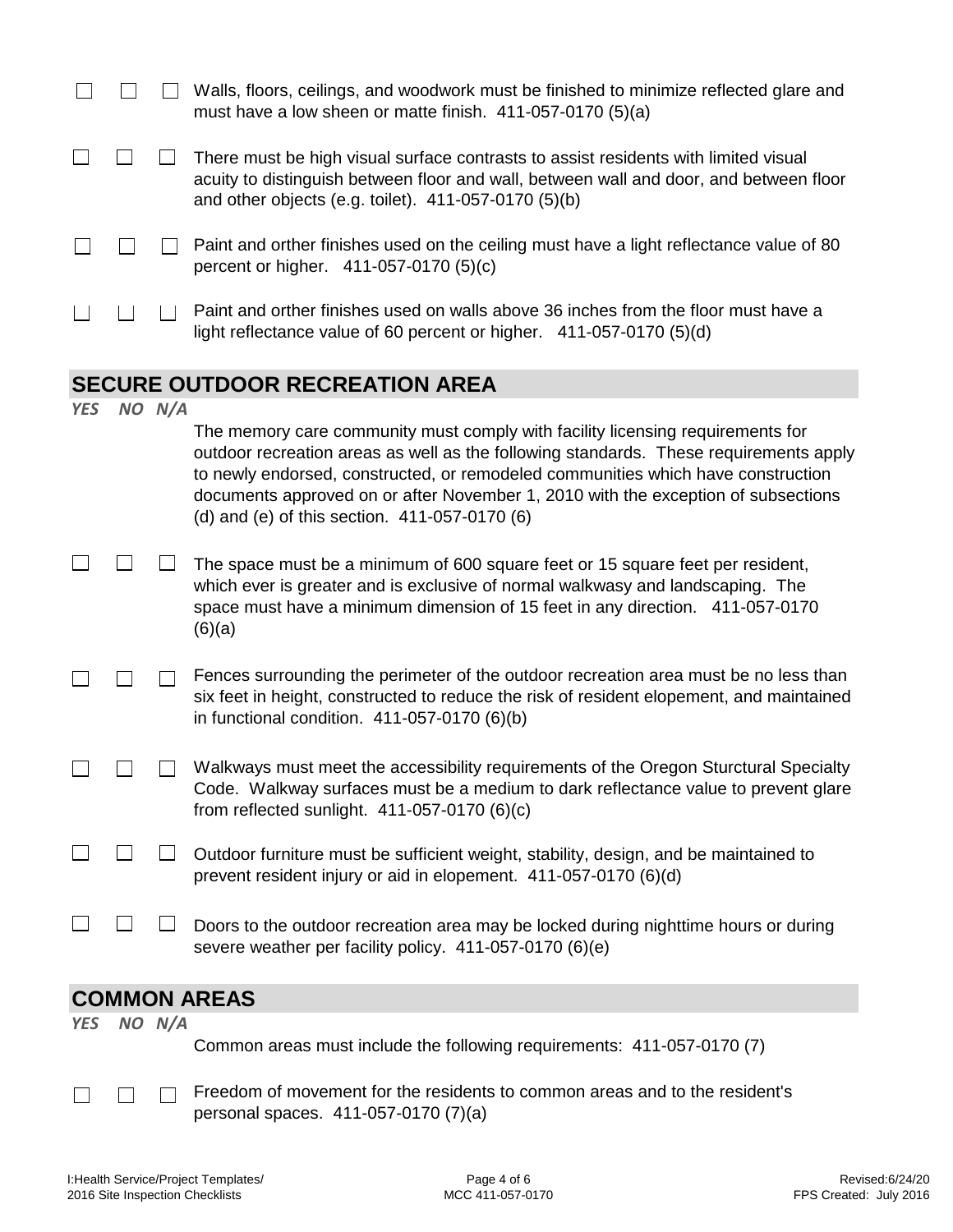☐ ☐ ☐ Walls, floors, ceilings, and woodwork must be finished to minimize reflected glare and must have a low sheen or matte finish. 411-057-0170 (5)(a)

☐ ☐ ☐ There must be high visual surface contrasts to assist residents with limited visual acuity to distinguish between floor and wall, between wall and door, and between floor and other objects (e.g. toilet). 411-057-0170 (5)(b)

☐ ☐ ☐ Paint and orther finishes used on the ceiling must have a light reflectance value of 80 percent or higher. 411-057-0170 (5)(c)

☐ ☐ ☐ Paint and orther finishes used on walls above 36 inches from the floor must have a light reflectance value of 60 percent or higher. 411-057-0170 (5)(d)

## SECURE OUTDOOR RECREATION AREA

*YES NO N/A*

The memory care community must comply with facility licensing requirements for outdoor recreation areas as well as the following standards. These requirements apply to newly endorsed, constructed, or remodeled communities which have construction documents approved on or after November 1, 2010 with the exception of subsections (d) and (e) of this section. 411-057-0170 (6)

☐ ☐ ☐ The space must be a minimum of 600 square feet or 15 square feet per resident, which ever is greater and is exclusive of normal walkwasy and landscaping. The space must have a minimum dimension of 15 feet in any direction. 411-057-0170 (6)(a)

☐ ☐ ☐ Fences surrounding the perimeter of the outdoor recreation area must be no less than six feet in height, constructed to reduce the risk of resident elopement, and maintained in functional condition. 411-057-0170 (6)(b)

☐ ☐ ☐ Walkways must meet the accessibility requirements of the Oregon Sturctural Specialty Code. Walkway surfaces must be a medium to dark reflectance value to prevent glare from reflected sunlight. 411-057-0170 (6)(c)

☐ ☐ ☐ Outdoor furniture must be sufficient weight, stability, design, and be maintained to prevent resident injury or aid in elopement. 411-057-0170 (6)(d)

☐ ☐ ☐ Doors to the outdoor recreation area may be locked during nighttime hours or during severe weather per facility policy. 411-057-0170 (6)(e)

## COMMON AREAS

*YES NO N/A*

Common areas must include the following requirements: 411-057-0170 (7)

☐ ☐ ☐ Freedom of movement for the residents to common areas and to the resident's personal spaces. 411-057-0170 (7)(a)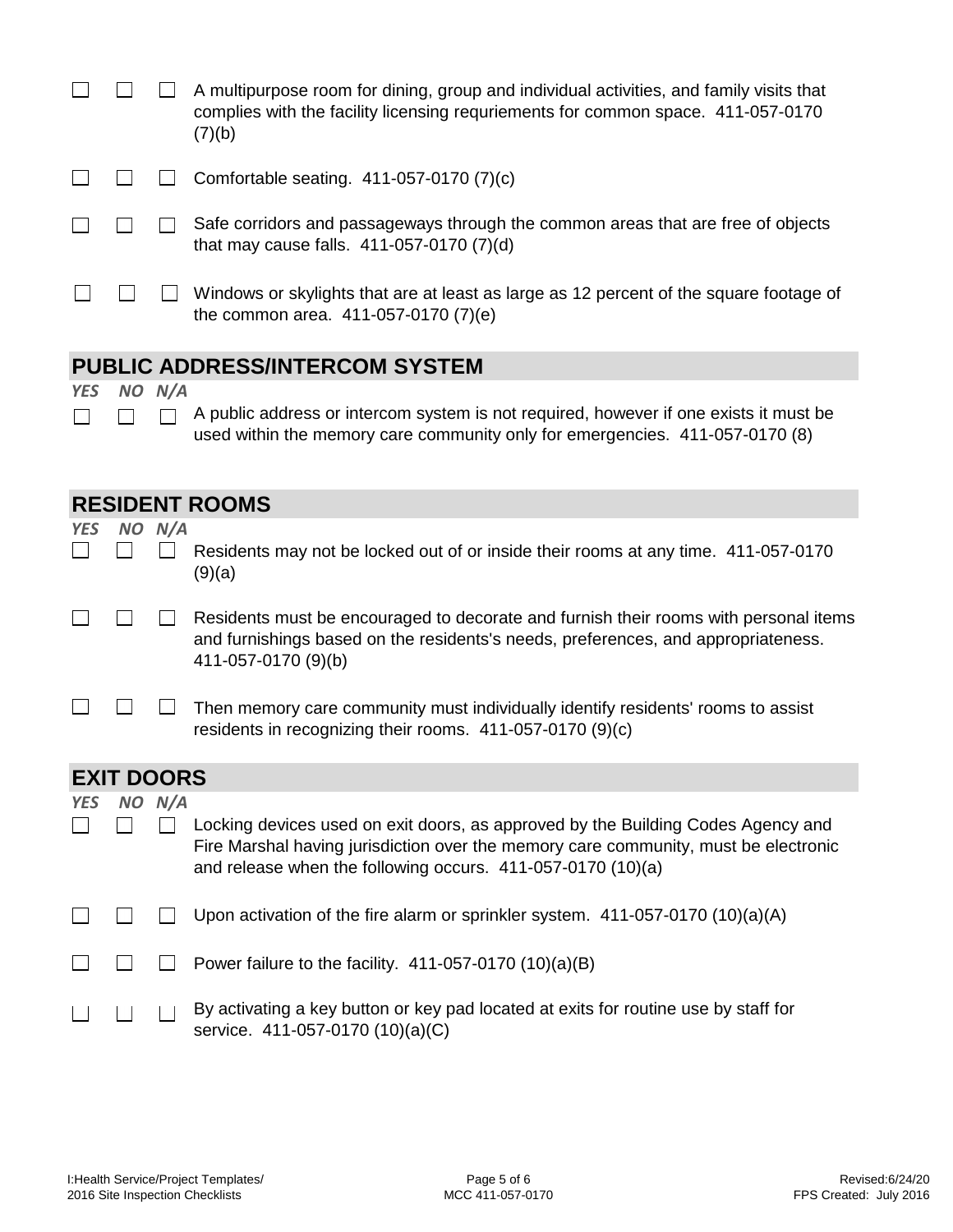| | | | |
|---|---|---|---|
| ☐ | ☐ | ☐ | A multipurpose room for dining, group and individual activities, and family visits that complies with the facility licensing requriements for common space. 411-057-0170 (7)(b) |
| ☐ | ☐ | ☐ | Comfortable seating. 411-057-0170 (7)(c) |
| ☐ | ☐ | ☐ | Safe corridors and passageways through the common areas that are free of objects that may cause falls. 411-057-0170 (7)(d) |
| ☐ | ☐ | ☐ | Windows or skylights that are at least as large as 12 percent of the square footage of the common area. 411-057-0170 (7)(e) |

## PUBLIC ADDRESS/INTERCOM SYSTEM

| *YES* | *NO* | *N/A* | |
|---|---|---|---|
| ☐ | ☐ | ☐ | A public address or intercom system is not required, however if one exists it must be used within the memory care community only for emergencies. 411-057-0170 (8) |

## RESIDENT ROOMS

| *YES* | *NO* | *N/A* | |
|---|---|---|---|
| ☐ | ☐ | ☐ | Residents may not be locked out of or inside their rooms at any time. 411-057-0170 (9)(a) |
| ☐ | ☐ | ☐ | Residents must be encouraged to decorate and furnish their rooms with personal items and furnishings based on the residents's needs, preferences, and appropriateness. 411-057-0170 (9)(b) |
| ☐ | ☐ | ☐ | Then memory care community must individually identify residents' rooms to assist residents in recognizing their rooms. 411-057-0170 (9)(c) |

## EXIT DOORS

| *YES* | *NO* | *N/A* | |
|---|---|---|---|
| ☐ | ☐ | ☐ | Locking devices used on exit doors, as approved by the Building Codes Agency and Fire Marshal having jurisdiction over the memory care community, must be electronic and release when the following occurs. 411-057-0170 (10)(a) |
| ☐ | ☐ | ☐ | Upon activation of the fire alarm or sprinkler system. 411-057-0170 (10)(a)(A) |
| ☐ | ☐ | ☐ | Power failure to the facility. 411-057-0170 (10)(a)(B) |
| ☐ | ☐ | ☐ | By activating a key button or key pad located at exits for routine use by staff for service. 411-057-0170 (10)(a)(C) |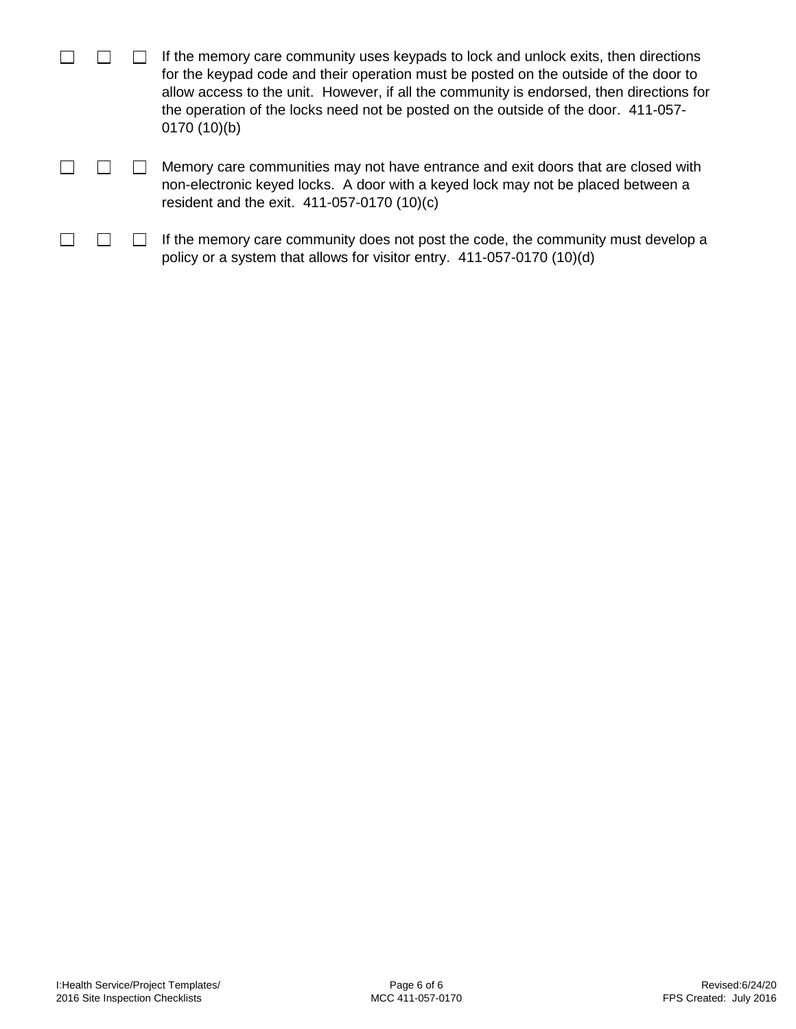| | | | |
|---|---|---|---|
| ☐ | ☐ | ☐ | If the memory care community uses keypads to lock and unlock exits, then directions for the keypad code and their operation must be posted on the outside of the door to allow access to the unit. However, if all the community is endorsed, then directions for the operation of the locks need not be posted on the outside of the door. 411-057-0170 (10)(b) |
| ☐ | ☐ | ☐ | Memory care communities may not have entrance and exit doors that are closed with non-electronic keyed locks. A door with a keyed lock may not be placed between a resident and the exit. 411-057-0170 (10)(c) |
| ☐ | ☐ | ☐ | If the memory care community does not post the code, the community must develop a policy or a system that allows for visitor entry. 411-057-0170 (10)(d) |